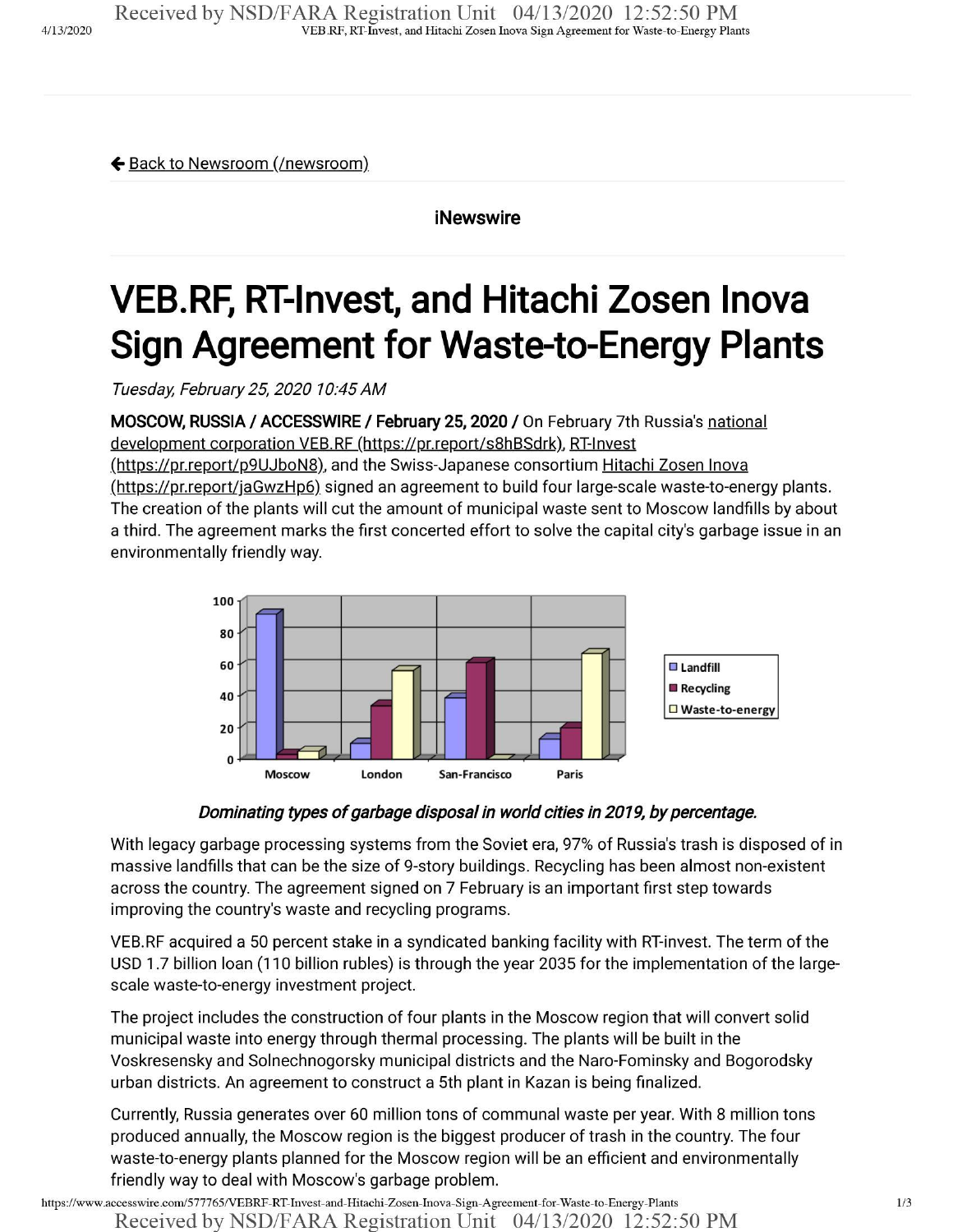[← Back to Newsroom (/newsroom)](/newsroom)

iNewswire

# VEB.RF, RT-Invest, and Hitachi Zosen Inova Sign Agreement for Waste-to-Energy Plants

*Tuesday, February 25, 2020 10:45 AM*

**MOSCOW, RUSSIA / ACCESSWIRE / February 25, 2020 /** On February 7th Russia's national development corporation VEB.RF (https://pr.report/s8hBSdrk), RT-Invest (https://pr.report/p9UJboN8), and the Swiss-Japanese consortium Hitachi Zosen Inova (https://pr.report/jaGwzHp6) signed an agreement to build four large-scale waste-to-energy plants. The creation of the plants will cut the amount of municipal waste sent to Moscow landfills by about a third. The agreement marks the first concerted effort to solve the capital city's garbage issue in an environmentally friendly way.

***Dominating types of garbage disposal in world cities in 2019, by percentage.***

With legacy garbage processing systems from the Soviet era, 97% of Russia's trash is disposed of in massive landfills that can be the size of 9-story buildings. Recycling has been almost non-existent across the country. The agreement signed on 7 February is an important first step towards improving the country's waste and recycling programs.

VEB.RF acquired a 50 percent stake in a syndicated banking facility with RT-invest. The term of the USD 1.7 billion loan (110 billion rubles) is through the year 2035 for the implementation of the large-scale waste-to-energy investment project.

The project includes the construction of four plants in the Moscow region that will convert solid municipal waste into energy through thermal processing. The plants will be built in the Voskresensky and Solnechnogorsky municipal districts and the Naro-Fominsky and Bogorodsky urban districts. An agreement to construct a 5th plant in Kazan is being finalized.

Currently, Russia generates over 60 million tons of communal waste per year. With 8 million tons produced annually, the Moscow region is the biggest producer of trash in the country. The four waste-to-energy plants planned for the Moscow region will be an efficient and environmentally friendly way to deal with Moscow's garbage problem.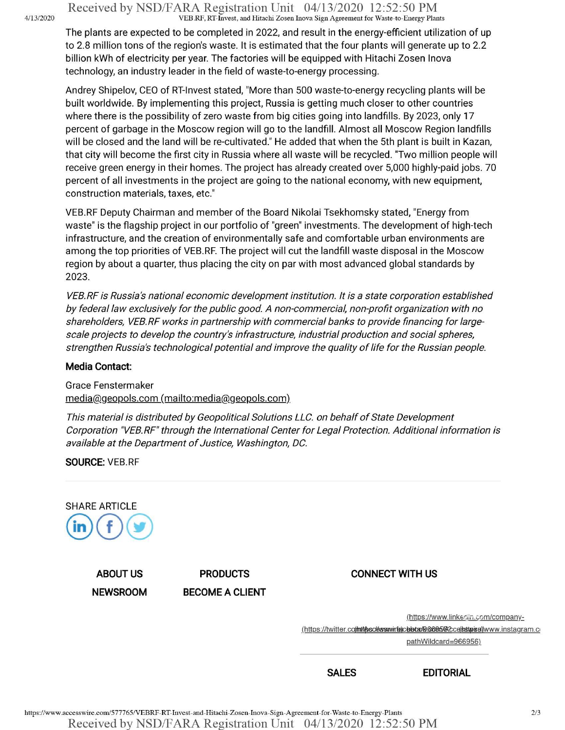The plants are expected to be completed in 2022, and result in the energy-efficient utilization of up to 2.8 million tons of the region's waste. It is estimated that the four plants will generate up to 2.2 billion kWh of electricity per year. The factories will be equipped with Hitachi Zosen Inova technology, an industry leader in the field of waste-to-energy processing.

Andrey Shipelov, CEO of RT-Invest stated, "More than 500 waste-to-energy recycling plants will be built worldwide. By implementing this project, Russia is getting much closer to other countries where there is the possibility of zero waste from big cities going into landfills. By 2023, only 17 percent of garbage in the Moscow region will go to the landfill. Almost all Moscow Region landfills will be closed and the land will be re-cultivated." He added that when the 5th plant is built in Kazan, that city will become the first city in Russia where all waste will be recycled. "Two million people will receive green energy in their homes. The project has already created over 5,000 highly-paid jobs. 70 percent of all investments in the project are going to the national economy, with new equipment, construction materials, taxes, etc."

VEB.RF Deputy Chairman and member of the Board Nikolai Tsekhomsky stated, "Energy from waste" is the flagship project in our portfolio of "green" investments. The development of high-tech infrastructure, and the creation of environmentally safe and comfortable urban environments are among the top priorities of VEB.RF. The project will cut the landfill waste disposal in the Moscow region by about a quarter, thus placing the city on par with most advanced global standards by 2023.

*VEB.RF is Russia's national economic development institution. It is a state corporation established by federal law exclusively for the public good. A non-commercial, non-profit organization with no shareholders, VEB.RF works in partnership with commercial banks to provide financing for large-scale projects to develop the country's infrastructure, industrial production and social spheres, strengthen Russia's technological potential and improve the quality of life for the Russian people.*

**Media Contact:**

Grace Fenstermaker
media@geopols.com (mailto:media@geopols.com)

*This material is distributed by Geopolitical Solutions LLC. on behalf of State Development Corporation "VEB.RF" through the International Center for Legal Protection. Additional information is available at the Department of Justice, Washington, DC.*

**SOURCE:** VEB.RF

SHARE ARTICLE

**ABOUT US** **PRODUCTS** **CONNECT WITH US**

**NEWSROOM** **BECOME A CLIENT**

(https://www.linkedin.com/company-pathWildcard=966956)

**SALES** **EDITORIAL**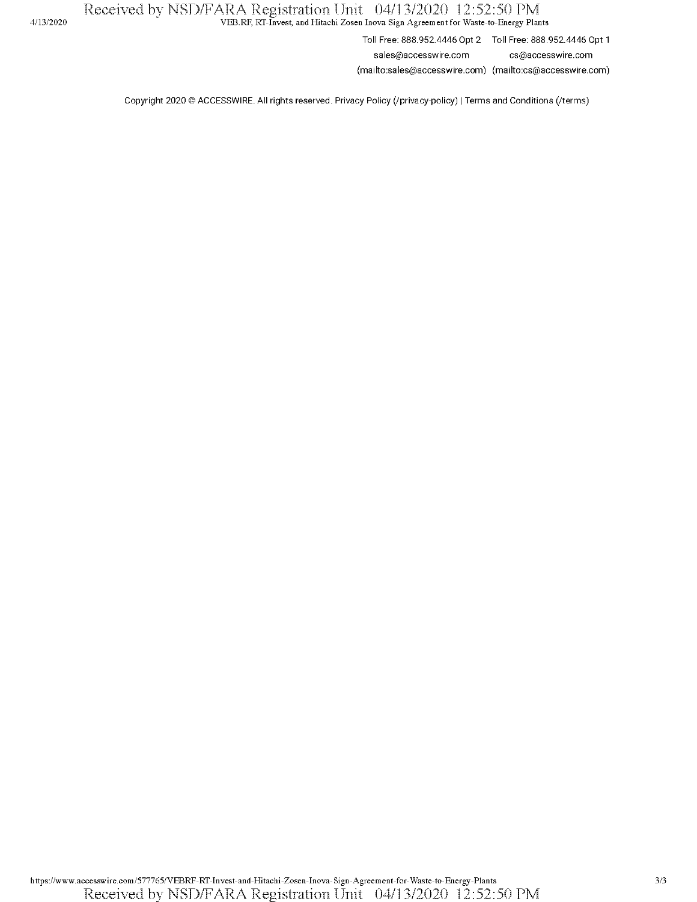Toll Free: 888.952.4446 Opt 2 Toll Free: 888.952.4446 Opt 1

sales@accesswire.com cs@accesswire.com

(mailto:sales@accesswire.com) (mailto:cs@accesswire.com)

Copyright 2020 © ACCESSWIRE. All rights reserved. Privacy Policy (/privacy-policy) | Terms and Conditions (/terms)